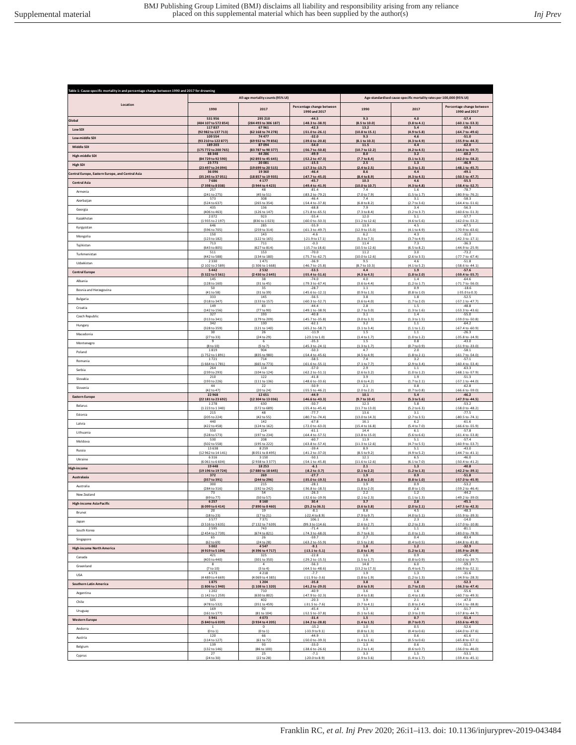**Table 1: Cause-specific mortality in and percentage change between 1990 and 2017 for drowning**

| Location | All-age mortality counts (95% UI) | | | Age-standardised cause-specific mortality rates per 100,000 (95% UI) | | |
|---|---|---|---|---|---|---|
| | 1990 | 2017 | Percentage change between 1990 and 2017 | 1990 | 2017 | Percentage change between 1990 and 2017 |
| **Global** | **531 956 (484 107 to 572 854)** | **295 210 (284 493 to 306 187)** | **-44.5 (-48.3 to -38.9)** | **9.3 (8.5 to 10.0)** | **4.0 (3.8 to 4.1)** | **-57.4 (-60.1 to -53.3)** |
| **Low SDI** | **117 837 (92 982 to 137 713)** | **67 961 (62 168 to 74 278)** | **-42.3 (-51.0 to -26.1)** | **13.2 (10.8 to 15.1)** | **5.4 (4.9 to 5.8)** | **-59.3 (-64.7 to -49.6)** |
| **Low-middle SDI** | **109 554 (93 210 to 122 877)** | **74 477 (69 932 to 79 856)** | **-32.0 (-39.6 to -20.8)** | **9.3 (8.1 to 10.3)** | **4.6 (4.3 to 4.9)** | **-51.0 (-55.9 to -44.3)** |
| **Middle SDI** | **189 203 (175 772 to 200 765)** | **87 094 (83 787 to 90 377)** | **-54.0 (-56.7 to -50.8)** | **11.5 (10.7 to 12.2)** | **4.4 (4.2 to 4.5)** | **-62.0 (-64.0 to -59.7)** |
| **High-middle SDI** | **88 348 (84 729 to 92 590)** | **44 286 (42 893 to 45 645)** | **-49.9 (-52.2 to -47.3)** | **8.0 (7.7 to 8.4)** | **3.2 (3.1 to 3.3)** | **-60.2 (-62.0 to -58.2)** |
| **High SDI** | **23 773 (23 497 to 24 094)** | **20 081 (19 699 to 20 515)** | **-15.5 (-17.3 to -13.7)** | **2.5 (2.4 to 2.5)** | **1.3 (1.3 to 1.3)** | **-46.9 (-48.1 to -45.7)** |
| **Central Europe, Eastern Europe, and Central Asia** | **36 096 (35 245 to 37 051)** | **19 360 (18 857 to 19 935)** | **-46.4 (-47.7 to -45.0)** | **8.6 (8.4 to 8.9)** | **4.4 (4.3 to 4.5)** | **-49.1 (-50.5 to -47.7)** |
| **Central Asia** | **7 686 (7 398 to 8 038)** | **4 177 (3 944 to 4 423)** | **-45.7 (-49.4 to -41.9)** | **10.3 (10.0 to 10.7)** | **4.6 (4.3 to 4.8)** | **-55.5 (-58.4 to -52.7)** |
| Armenia | 257 (241 to 275) | 48 (45 to 51) | -81.4 (-83.2 to -79.2) | 7.4 (7.0 to 7.9) | 1.6 (1.5 to 1.7) | -78.7 (-80.9 to -76.2) |
| Azerbaijan | 573 (524 to 637) | 308 (265 to 354) | -46.4 (-54.4 to -37.8) | 7.4 (6.8 to 8.2) | 3.1 (2.7 to 3.6) | -58.3 (-64.4 to -51.6) |
| Georgia | 435 (406 to 463) | 136 (126 to 147) | -68.8 (-71.8 to -65.5) | 7.9 (7.3 to 8.4) | 3.4 (3.2 to 3.7) | -56.3 (-60.6 to -51.3) |
| Kazakhstan | 2 072 (1 935 to 2 197) | 923 (836 to 1 023) | -55.4 (-60.0 to -50.3) | 12.0 (11.2 to 12.6) | 5.1 (4.6 to 5.6) | -57.7 (-62.0 to -53.2) |
| Kyrgyzstan | 646 (596 to 705) | 285 (259 to 314) | -55.9 (-61.3 to -49.7) | 13.9 (12.9 to 15.0) | 4.5 (4.1 to 4.9) | -67.5 (-70.9 to -63.6) |
| Mongolia | 150 (123 to 182) | 143 (122 to 165) | -4.6 (-21.9 to 17.1) | 6.2 (5.3 to 7.3) | 4.3 (3.7 to 4.9) | -31.0 (-42.3 to -17.1) |
| Tajikistan | 713 (643 to 805) | 711 (627 to 814) | -0.3 (-15.7 to 18.6) | 11.4 (10.5 to 12.6) | 7.3 (6.5 to 8.2) | -36.3 (-44.9 to -25.9) |
| Turkmenistan | 511 (442 to 588) | 153 (134 to 180) | -70.0 (-75.7 to -62.7) | 11.2 (10.0 to 12.6) | 3.0 (2.6 to 3.5) | -73.2 (-77.7 to -67.4) |
| Uzbekistan | 2 330 (2 102 to 2 589) | 1 471 (1 306 to 1 668) | -36.9 (-46.7 to -25.8) | 9.5 (8.7 to 10.3) | 4.6 (4.1 to 5.2) | -51.8 (-58.6 to -44.1) |
| **Central Europe** | **5 442 (5 322 to 5 561)** | **2 532 (2 430 to 2 645)** | **-53.5 (-55.4 to -51.6)** | **4.4 (4.3 to 4.5)** | **1.9 (1.8 to 2.0)** | **-57.6 (-59.4 to -55.7)** |
| Albania | 145 (128 to 160) | 38 (31 to 45) | -74.0 (-79.3 to -67.4) | 4.0 (3.6 to 4.4) | 1.4 (1.2 to 1.7) | -64.6 (-71.7 to -56.0) |
| Bosnia and Herzegovina | 50 (41 to 58) | 35 (31 to 39) | -28.7 (-45.6 to -12.1) | 1.1 (0.9 to 1.3) | 0.9 (0.8 to 1.0) | -18.6 (-35.0 to 0.3) |
| Bulgaria | 333 (318 to 347) | 145 (133 to 157) | -56.5 (-60.3 to -52.7) | 3.8 (3.6 to 4.0) | 1.8 (1.7 to 2.0) | -52.5 (-57.1 to -47.7) |
| Croatia | 149 (142 to 156) | 83 (77 to 90) | -44.4 (-49.1 to -38.9) | 2.8 (2.7 to 3.0) | 1.5 (1.3 to 1.6) | -48.8 (-53.3 to -43.6) |
| Czech Republic | 327 (313 to 341) | 193 (179 to 209) | -40.8 (-45.7 to -35.8) | 3.1 (3.0 to 3.3) | 1.4 (1.3 to 1.5) | -55.0 (-59.0 to -50.8) |
| Hungary | 342 (328 to 359) | 130 (121 to 140) | -62.1 (-65.2 to -58.7) | 3.2 (3.1 to 3.4) | 1.1 (1.1 to 1.2) | -64.2 (-67.4 to -60.9) |
| Macedonia | 30 (27 to 33) | 26 (24 to 29) | -11.9 (-23.1 to 1.0) | 1.5 (1.4 to 1.7) | 1.1 (1.0 to 1.2) | -26.3 (-35.8 to -14.9) |
| Montenegro | 9 (8 to 10) | 6 (5 to 7) | -35.3 (-45.3 to -24.1) | 1.5 (1.3 to 1.7) | 0.8 (0.7 to 0.9) | -43.0 (-51.9 to -33.0) |
| Poland | 1 819 (1 752 to 1 891) | 904 (835 to 980) | -50.3 (-54.4 to -45.6) | 4.7 (4.5 to 4.9) | 2.0 (1.8 to 2.1) | -58.1 (-61.7 to -54.0) |
| Romania | 1 721 (1 664 to 1 781) | 714 (665 to 773) | -58.5 (-61.6 to -55.1) | 7.4 (7.1 to 7.7) | 3.2 (2.9 to 3.4) | -57.1 (-60.4 to -53.4) |
| Serbia | 264 (239 to 293) | 114 (104 to 124) | -57.0 (-62.2 to -51.1) | 2.9 (2.6 to 3.2) | 1.1 (1.0 to 1.2) | -63.3 (-68.1 to -57.9) |
| Slovakia | 210 (193 to 226) | 122 (111 to 136) | -41.8 (-48.6 to -33.6) | 3.9 (3.6 to 4.2) | 1.9 (1.7 to 2.1) | -51.3 (-57.1 to -44.0) |
| Slovenia | 44 (42 to 47) | 22 (20 to 24) | -50.9 (-55.5 to -46.2) | 2.1 (2.0 to 2.2) | 0.8 (0.7 to 0.8) | -62.8 (-66.6 to -59.0) |
| **Eastern Europe** | **22 968 (22 181 to 23 692)** | **12 651 (12 304 to 13 036)** | **-44.9 (-46.6 to -43.3)** | **10.1 (9.7 to 10.4)** | **5.4 (5.3 to 5.6)** | **-46.2 (-47.9 to -44.5)** |
| Belarus | 1 278 (1 223 to 1 340) | 630 (572 to 689) | -50.7 (-55.4 to -45.4) | 12.3 (11.7 to 13.0) | 5.8 (5.2 to 6.3) | -53.2 (-58.0 to -48.2) |
| Estonia | 215 (205 to 224) | 48 (42 to 55) | -77.7 (-80.7 to -74.4) | 13.6 (13.0 to 14.3) | 3.1 (2.7 to 3.5) | -77.5 (-80.5 to -74.1) |
| Latvia | 440 (422 to 458) | 142 (124 to 162) | -67.8 (-72.0 to -63.0) | 16.1 (15.4 to 16.8) | 6.2 (5.4 to 7.0) | -61.6 (-66.6 to -55.9) |
| Lithuania | 550 (528 to 573) | 214 (197 to 234) | -61.1 (-64.4 to -57.5) | 14.4 (13.8 to 15.0) | 6.1 (5.6 to 6.6) | -57.8 (-61.4 to -53.8) |
| Moldova | 530 (502 to 558) | 208 (195 to 222) | -60.7 (-63.8 to -57.4) | 11.9 (11.3 to 12.6) | 5.1 (4.7 to 5.5) | -57.4 (-60.9 to -53.7) |
| Russia | 13 638 (12 962 to 14 141) | 8 259 (8 051 to 8 495) | -39.4 (-41.2 to -37.0) | 8.9 (8.5 to 9.2) | 5.1 (4.9 to 5.2) | -43.0 (-44.7 to -41.1) |
| Ukraine | 6 316 (6 061 to 6 604) | 3 150 (2 938 to 3 377) | -50.1 (-54.1 to -45.8) | 12.1 (11.6 to 12.6) | 6.5 (6.1 to 7.0) | -46.0 (-50.4 to -41.2) |
| **High-income** | **19 448 (19 196 to 19 724)** | **18 253 (17 880 to 18 645)** | **-6.1 (-8.2 to -3.7)** | **2.1 (2.1 to 2.2)** | **1.3 (1.2 to 1.3)** | **-40.8 (-42.2 to -39.1)** |
| **Australasia** | **372 (357 to 391)** | **269 (244 to 296)** | **-27.7 (-35.0 to -19.5)** | **1.9 (1.8 to 2.0)** | **0.9 (0.8 to 1.0)** | **-51.8 (-57.0 to -45.9)** |
| Australia | 300 (284 to 316) | 215 (192 to 242) | -28.1 (-36.8 to -18.5) | 1.9 (1.8 to 2.0) | 0.9 (0.8 to 1.0) | -53.2 (-59.2 to -46.4) |
| New Zealand | 73 (69 to 77) | 54 (50 to 57) | -26.3 (-32.6 to -19.9) | 2.2 (2.1 to 2.3) | 1.2 (1.1 to 1.3) | -44.2 (-49.2 to -39.0) |
| **High-income Asia-Pacific** | **6 257 (6 099 to 6 414)** | **8 160 (7 890 to 8 460)** | **30.4 (25.2 to 36.5)** | **3.7 (3.6 to 3.8)** | **2.0 (2.0 to 2.1)** | **-45.1 (-47.5 to -42.3)** |
| Brunei | 20 (18 to 23) | 19 (17 to 21) | -8.1 (-22.4 to 8.9) | 8.8 (7.9 to 9.7) | 4.5 (4.0 to 5.1) | -48.3 (-55.9 to -39.3) |
| Japan | 3 577 (3 516 to 3 635) | 7 371 (7 132 to 7 639) | 106.1 (99.3 to 114.6) | 2.6 (2.6 to 2.7) | 2.3 (2.2 to 2.3) | -14.0 (-17.0 to -10.8) |
| South Korea | 2 595 (2 454 to 2 739) | 743 (674 to 821) | -71.4 (-74.3 to -68.0) | 6.0 (5.7 to 6.3) | 1.1 (1.0 to 1.2) | -81.1 (-83.0 to -78.9) |
| Singapore | 65 (62 to 69) | 26 (24 to 28) | -59.7 (-63.2 to -55.9) | 2.7 (2.5 to 2.8) | 0.4 (0.4 to 0.5) | -83.4 (-84.8 to -81.8) |
| **High-income North America** | **5 002 (4 919 to 5 104)** | **4 547 (4 396 to 4 717)** | **-9.1 (-13.1 to -5.1)** | **1.8 (1.8 to 1.9)** | **1.2 (1.2 to 1.3)** | **-32.9 (-35.9 to -29.9)** |
| Canada | 421 (403 to 440) | 325 (301 to 350) | -22.8 (-29.2 to -15.5) | 1.6 (1.5 to 1.7) | 0.9 (0.8 to 0.9) | -45.4 (-50.6 to -39.7) |
| Greenland | 8 (7 to 10) | 4 (3 to 4) | -56.3 (-64.5 to -48.6) | 14.8 (13.2 to 17.3) | 6.0 (5.4 to 6.7) | -59.3 (-66.9 to -52.1) |
| USA | 4 573 (4 489 to 4 669) | 4 218 (4 069 to 4 385) | -7.7 (-11.9 to -3.6) | 1.9 (1.8 to 1.9) | 1.3 (1.2 to 1.3) | -31.6 (-34.9 to -28.3) |
| **Southern Latin America** | **1 875 (1 806 to 1 940)** | **1 204 (1 108 to 1 320)** | **-35.8 (-41.2 to -29.0)** | **3.8 (3.6 to 3.9)** | **1.8 (1.7 to 2.0)** | **-52.3 (-56.3 to -47.4)** |
| Argentina | 1 202 (1 142 to 1 259) | 710 (630 to 802) | -40.9 (-47.9 to -32.3) | 3.6 (3.4 to 3.8) | 1.6 (1.4 to 1.8) | -55.6 (-60.7 to -49.3) |
| Chile | 505 (478 to 532) | 402 (351 to 459) | -20.3 (-31.5 to -7.6) | 3.9 (3.7 to 4.1) | 2.1 (1.8 to 2.4) | -47.0 (-54.1 to -38.8) |
| Uruguay | 169 (161 to 177) | 92 (81 to 104) | -45.4 (-52.5 to -37.8) | 5.3 (5.1 to 5.6) | 2.6 (2.3 to 2.9) | -51.7 (-57.8 to -44.7) |
| **Western Europe** | **5 941 (5 840 to 6 039)** | **4 073 (3 934 to 4 205)** | **-31.4 (-34.2 to -28.8)** | **1.5 (1.4 to 1.5)** | **0.7 (0.7 to 0.7)** | **-51.4 (-53.6 to -49.5)** |
| Andorra | 1 (0 to 1) | 0 (0 to 1) | -15.2 (-33.9 to 9.1) | 1.0 (0.8 to 1.3) | 0.5 (0.4 to 0.6) | -52.6 (-64.0 to -37.6) |
| Austria | 120 (114 to 127) | 66 (61 to 72) | -44.9 (-50.0 to -39.3) | 1.5 (1.4 to 1.6) | 0.6 (0.5 to 0.6) | -61.6 (-65.8 to -57.1) |
| Belgium | 139 (132 to 146) | 93 (86 to 100) | -33.0 (-38.6 to -26.6) | 1.3 (1.2 to 1.4) | 0.6 (0.6 to 0.7) | -51.3 (-56.0 to -46.0) |
| Cyprus | 27 (24 to 30) | 25 (22 to 28) | -7.1 (-20.0 to 8.9) | 3.3 (2.9 to 3.6) | 1.5 (1.4 to 1.7) | -53.1 (-59.4 to -45.1) |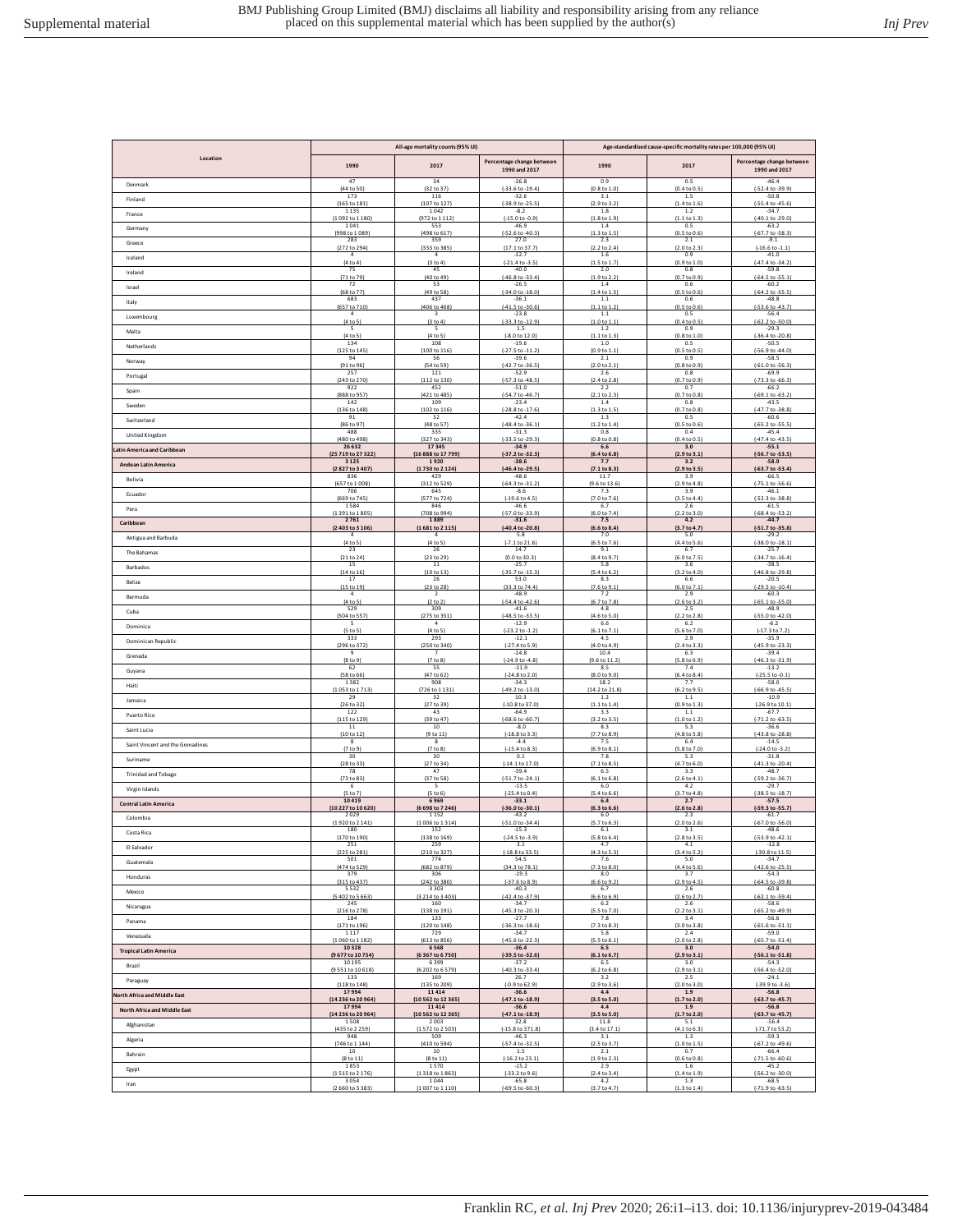| Location | All-age mortality counts (95% UI) | | | Age-standardised cause-specific mortality rates per 100,000 (95% UI) | | |
|---|---|---|---|---|---|---|
| | 1990 | 2017 | Percentage change between 1990 and 2017 | 1990 | 2017 | Percentage change between 1990 and 2017 |
| Denmark | 47 (44 to 50) | 34 (32 to 37) | -26.8 (-33.6 to -19.4) | 0.9 (0.8 to 1.0) | 0.5 (0.4 to 0.5) | -46.4 (-52.4 to -39.9) |
| Finland | 173 (165 to 181) | 116 (107 to 127) | -32.6 (-38.9 to -25.5) | 3.1 (2.9 to 3.2) | 1.5 (1.4 to 1.6) | -50.8 (-55.4 to -45.6) |
| France | 1 135 (1 092 to 1 180) | 1 042 (972 to 1 112) | -8.2 (-15.0 to -0.9) | 1.8 (1.8 to 1.9) | 1.2 (1.1 to 1.3) | -34.7 (-40.1 to -29.0) |
| Germany | 1 041 (998 to 1 089) | 553 (498 to 617) | -46.9 (-52.6 to -40.3) | 1.4 (1.3 to 1.5) | 0.5 (0.5 to 0.6) | -63.2 (-67.7 to -58.3) |
| Greece | 283 (272 to 294) | 359 (333 to 385) | 27.0 (17.1 to 37.7) | 2.3 (2.2 to 2.4) | 2.1 (2.0 to 2.3) | -9.1 (-16.6 to -1.1) |
| Iceland | 4 (4 to 4) | 4 (3 to 4) | -12.7 (-21.4 to -3.5) | 1.6 (1.5 to 1.7) | 0.9 (0.9 to 1.0) | -41.0 (-47.4 to -34.2) |
| Ireland | 75 (71 to 79) | 45 (40 to 49) | -40.0 (-46.8 to -33.4) | 2.0 (1.9 to 2.2) | 0.8 (0.7 to 0.9) | -59.8 (-64.5 to -55.1) |
| Israel | 72 (68 to 77) | 53 (49 to 58) | -26.5 (-34.0 to -18.0) | 1.4 (1.4 to 1.5) | 0.6 (0.5 to 0.6) | -60.2 (-64.2 to -55.5) |
| Italy | 683 (657 to 710) | 437 (406 to 468) | -36.1 (-41.5 to -30.6) | 1.1 (1.1 to 1.2) | 0.6 (0.5 to 0.6) | -48.8 (-53.6 to -43.7) |
| Luxembourg | 4 (4 to 5) | 3 (3 to 4) | -23.8 (-33.3 to -12.9) | 1.1 (1.0 to 1.1) | 0.5 (0.4 to 0.5) | -56.4 (-62.2 to -50.0) |
| Malta | 5 (4 to 5) | 5 (4 to 5) | 1.5 (-8.0 to 12.0) | 1.2 (1.1 to 1.3) | 0.9 (0.8 to 1.0) | -29.3 (-36.4 to -20.8) |
| Netherlands | 134 (125 to 145) | 108 (100 to 116) | -19.6 (-27.5 to -11.2) | 1.0 (0.9 to 1.1) | 0.5 (0.5 to 0.5) | -50.5 (-56.9 to -44.0) |
| Norway | 94 (91 to 96) | 56 (54 to 59) | -39.6 (-42.7 to -36.5) | 2.1 (2.0 to 2.1) | 0.9 (0.8 to 0.9) | -58.5 (-61.0 to -56.3) |
| Portugal | 257 (243 to 270) | 121 (112 to 130) | -52.9 (-57.3 to -48.5) | 2.6 (2.4 to 2.8) | 0.8 (0.7 to 0.9) | -69.9 (-73.3 to -66.3) |
| Spain | 922 (888 to 957) | 452 (421 to 485) | -51.0 (-54.7 to -46.7) | 2.2 (2.1 to 2.3) | 0.7 (0.7 to 0.8) | -66.2 (-69.1 to -63.2) |
| Sweden | 142 (136 to 148) | 109 (102 to 116) | -23.4 (-28.8 to -17.6) | 1.4 (1.3 to 1.5) | 0.8 (0.7 to 0.8) | -43.5 (-47.7 to -38.8) |
| Switzerland | 91 (86 to 97) | 52 (48 to 57) | -42.4 (-48.4 to -36.1) | 1.3 (1.2 to 1.4) | 0.5 (0.5 to 0.6) | -60.6 (-65.2 to -55.5) |
| United Kingdom | 488 (480 to 498) | 335 (327 to 343) | -31.3 (-33.5 to -29.3) | 0.8 (0.8 to 0.8) | 0.4 (0.4 to 0.5) | -45.4 (-47.4 to -43.5) |
| **Latin America and Caribbean** | **26 632 (25 719 to 27 322)** | **17 345 (16 888 to 17 799)** | **-34.9 (-37.2 to -32.3)** | **6.6 (6.4 to 6.8)** | **3.0 (2.9 to 3.1)** | **-55.1 (-56.7 to -53.5)** |
| **Andean Latin America** | **3 125 (2 827 to 3 407)** | **1 920 (1 730 to 2 124)** | **-38.6 (-46.4 to -29.5)** | **7.7 (7.1 to 8.3)** | **3.2 (2.9 to 3.5)** | **-58.9 (-63.7 to -53.4)** |
| Bolivia | 836 (657 to 1 008) | 429 (312 to 529) | -48.6 (-64.3 to -31.2) | 11.7 (9.6 to 13.6) | 3.9 (2.9 to 4.8) | -66.5 (-75.1 to -56.6) |
| Ecuador | 706 (669 to 745) | 645 (577 to 724) | -8.6 (-19.6 to 4.5) | 7.3 (7.0 to 7.6) | 3.9 (3.5 to 4.4) | -46.1 (-52.3 to -38.8) |
| Peru | 1 584 (1 391 to 1 805) | 846 (708 to 994) | -46.6 (-57.0 to -33.9) | 6.7 (6.0 to 7.4) | 2.6 (2.2 to 3.0) | -61.5 (-68.4 to -53.2) |
| **Caribbean** | **2 761 (2 403 to 3 106)** | **1 889 (1 681 to 2 115)** | **-31.6 (-40.4 to -20.8)** | **7.5 (6.6 to 8.4)** | **4.2 (3.7 to 4.7)** | **-44.7 (-51.7 to -35.8)** |
| Antigua and Barbuda | 4 (4 to 5) | 4 (4 to 5) | 5.8 (-7.1 to 21.6) | 7.0 (6.5 to 7.6) | 5.0 (4.4 to 5.6) | -29.2 (-38.0 to -18.1) |
| The Bahamas | 23 (21 to 24) | 26 (23 to 29) | 14.7 (0.0 to 30.3) | 9.1 (8.4 to 9.7) | 6.7 (6.0 to 7.5) | -25.7 (-34.7 to -16.4) |
| Barbados | 15 (14 to 16) | 11 (10 to 13) | -25.7 (-35.7 to -15.3) | 5.8 (5.4 to 6.2) | 3.6 (3.2 to 4.0) | -38.5 (-46.8 to -29.8) |
| Belize | 17 (15 to 19) | 26 (23 to 28) | 53.0 (33.3 to 74.4) | 8.3 (7.6 to 9.1) | 6.6 (6.0 to 7.1) | -20.5 (-29.5 to -10.4) |
| Bermuda | 4 (4 to 5) | 2 (2 to 2) | -48.9 (-54.4 to -42.6) | 7.2 (6.7 to 7.8) | 2.9 (2.6 to 3.2) | -60.3 (-65.1 to -55.0) |
| Cuba | 529 (504 to 557) | 309 (275 to 351) | -41.6 (-48.5 to -33.5) | 4.8 (4.6 to 5.0) | 2.5 (2.2 to 2.8) | -48.9 (-55.0 to -42.0) |
| Dominica | 5 (5 to 5) | 4 (4 to 5) | -12.9 (-23.2 to -1.2) | 6.6 (6.1 to 7.1) | 6.2 (5.6 to 7.0) | -6.2 (-17.3 to 7.2) |
| Dominican Republic | 333 (296 to 372) | 293 (250 to 340) | -12.1 (-27.4 to 5.9) | 4.5 (4.0 to 4.9) | 2.9 (2.4 to 3.3) | -35.9 (-45.9 to -23.3) |
| Grenada | 9 (8 to 9) | 7 (7 to 8) | -14.8 (-24.9 to -4.8) | 10.4 (9.6 to 11.2) | 6.3 (5.8 to 6.9) | -39.4 (-46.3 to -31.9) |
| Guyana | 62 (58 to 66) | 55 (47 to 62) | -11.9 (-24.8 to 2.0) | 8.5 (8.0 to 9.0) | 7.4 (6.4 to 8.4) | -13.2 (-25.5 to -0.1) |
| Haiti | 1 382 (1 053 to 1 713) | 908 (726 to 1 131) | -34.3 (-49.2 to -13.0) | 18.2 (14.2 to 21.8) | 7.7 (6.2 to 9.5) | -58.0 (-66.9 to -45.5) |
| Jamaica | 29 (26 to 32) | 32 (27 to 39) | 10.3 (-10.8 to 37.0) | 1.2 (1.1 to 1.4) | 1.1 (0.9 to 1.3) | -10.9 (-26.9 to 10.1) |
| Puerto Rico | 122 (115 to 129) | 43 (39 to 47) | -64.9 (-68.6 to -60.7) | 3.3 (3.2 to 3.5) | 1.1 (1.0 to 1.2) | -67.7 (-71.2 to -63.5) |
| Saint Lucia | 11 (10 to 12) | 10 (9 to 11) | -8.0 (-18.8 to 3.3) | 8.3 (7.7 to 8.9) | 5.3 (4.8 to 5.8) | -36.6 (-43.8 to -28.8) |
| Saint Vincent and the Grenadines | 8 (7 to 9) | 8 (7 to 8) | -4.4 (-15.4 to 8.3) | 7.5 (6.9 to 8.1) | 6.4 (5.8 to 7.0) | -14.5 (-24.0 to -3.2) |
| Suriname | 30 (28 to 33) | 30 (27 to 34) | 0.1 (-14.1 to 17.0) | 7.8 (7.1 to 8.5) | 5.3 (4.7 to 6.0) | -31.8 (-41.3 to -20.4) |
| Trinidad and Tobago | 78 (73 to 83) | 47 (37 to 58) | -39.4 (-51.7 to -24.1) | 6.5 (6.1 to 6.8) | 3.3 (2.6 to 4.1) | -48.7 (-59.2 to -36.7) |
| Virgin Islands | 6 (5 to 7) | 5 (5 to 6) | -13.5 (-25.4 to 0.4) | 6.0 (5.6 to 6.6) | 4.2 (3.7 to 4.8) | -29.7 (-38.5 to -18.7) |
| **Central Latin America** | **10 419 (10 227 to 10 620)** | **6 969 (6 698 to 7 246)** | **-33.1 (-36.0 to -30.1)** | **6.4 (6.3 to 6.6)** | **2.7 (2.6 to 2.8)** | **-57.5 (-59.3 to -55.7)** |
| Colombia | 2 029 (1 920 to 2 141) | 1 152 (1 006 to 1 314) | -43.2 (-51.0 to -34.4) | 6.0 (5.7 to 6.3) | 2.3 (2.0 to 2.6) | -61.7 (-67.0 to -56.0) |
| Costa Rica | 180 (170 to 190) | 152 (138 to 169) | -15.3 (-24.5 to -3.9) | 6.1 (5.8 to 6.4) | 3.1 (2.8 to 3.5) | -48.6 (-53.9 to -42.1) |
| El Salvador | 251 (225 to 281) | 259 (210 to 327) | 3.1 (-18.8 to 33.5) | 4.7 (4.3 to 5.3) | 4.1 (3.4 to 5.2) | -12.8 (-30.8 to 11.5) |
| Guatemala | 501 (474 to 529) | 774 (682 to 879) | 54.5 (34.3 to 78.1) | 7.6 (7.3 to 8.0) | 5.0 (4.4 to 5.6) | -34.7 (-42.6 to -25.5) |
| Honduras | 379 (315 to 437) | 306 (242 to 380) | -19.3 (-37.6 to 8.9) | 8.0 (6.6 to 9.2) | 3.7 (2.9 to 4.5) | -54.3 (-64.5 to -39.8) |
| Mexico | 5 532 (5 402 to 5 663) | 3 303 (3 214 to 3 403) | -40.3 (-42.4 to -37.9) | 6.7 (6.6 to 6.9) | 2.6 (2.6 to 2.7) | -60.8 (-62.1 to -59.4) |
| Nicaragua | 245 (216 to 278) | 160 (138 to 191) | -34.7 (-45.3 to -20.3) | 6.2 (5.5 to 7.0) | 2.6 (2.2 to 3.1) | -58.6 (-65.2 to -49.9) |
| Panama | 184 (171 to 196) | 133 (120 to 148) | -27.7 (-36.3 to -18.6) | 7.8 (7.3 to 8.3) | 3.4 (3.0 to 3.8) | -56.6 (-61.6 to -51.1) |
| Venezuela | 1 117 (1 060 to 1 182) | 729 (613 to 856) | -34.7 (-45.6 to -22.3) | 5.8 (5.5 to 6.1) | 2.4 (2.0 to 2.8) | -59.0 (-65.7 to -51.4) |
| **Tropical Latin America** | **10 328 (9 677 to 10 754)** | **6 568 (6 367 to 6 750)** | **-36.4 (-39.5 to -32.6)** | **6.5 (6.1 to 6.7)** | **3.0 (2.9 to 3.1)** | **-54.0 (-56.1 to -51.8)** |
| Brazil | 10 195 (9 551 to 10 618) | 6 399 (6 202 to 6 579) | -37.2 (-40.3 to -33.4) | 6.5 (6.2 to 6.8) | 3.0 (2.9 to 3.1) | -54.3 (-56.4 to -52.0) |
| Paraguay | 133 (118 to 148) | 169 (135 to 209) | 26.7 (-0.9 to 62.9) | 3.2 (2.9 to 3.6) | 2.5 (2.0 to 3.0) | -24.1 (-39.9 to -3.6) |
| **North Africa and Middle East** | **17 994 (14 236 to 20 964)** | **11 414 (10 562 to 12 365)** | **-36.6 (-47.1 to -18.9)** | **4.4 (3.5 to 5.0)** | **1.9 (1.7 to 2.0)** | **-56.8 (-63.7 to -45.7)** |
| **North Africa and Middle East** | **17 994 (14 236 to 20 964)** | **11 414 (10 562 to 12 365)** | **-36.6 (-47.1 to -18.9)** | **4.4 (3.5 to 5.0)** | **1.9 (1.7 to 2.0)** | **-56.8 (-63.7 to -45.7)** |
| Afghanistan | 1 508 (435 to 2 259) | 2 003 (1 572 to 2 503) | 32.8 (-15.8 to 371.8) | 11.8 (3.4 to 17.1) | 5.1 (4.1 to 6.3) | -56.4 (-71.7 to 53.2) |
| Algeria | 948 (746 to 1 144) | 509 (410 to 594) | -46.3 (-57.4 to -32.5) | 3.1 (2.5 to 3.7) | 1.3 (1.0 to 1.5) | -59.3 (-67.2 to -49.6) |
| Bahrain | 10 (8 to 11) | 10 (8 to 11) | 1.5 (-16.2 to 23.1) | 2.1 (1.9 to 2.3) | 0.7 (0.6 to 0.8) | -66.4 (-71.5 to -60.6) |
| Egypt | 1 853 (1 515 to 2 176) | 1 570 (1 318 to 1 863) | -15.2 (-33.2 to 9.6) | 2.9 (2.4 to 3.4) | 1.6 (1.4 to 1.9) | -45.2 (-56.2 to -30.0) |
| Iran | 3 054 (2 660 to 3 383) | 1 044 (1 007 to 1 110) | -65.8 (-69.5 to -60.3) | 4.2 (3.7 to 4.7) | 1.3 (1.3 to 1.4) | -68.5 (-71.9 to -63.5) |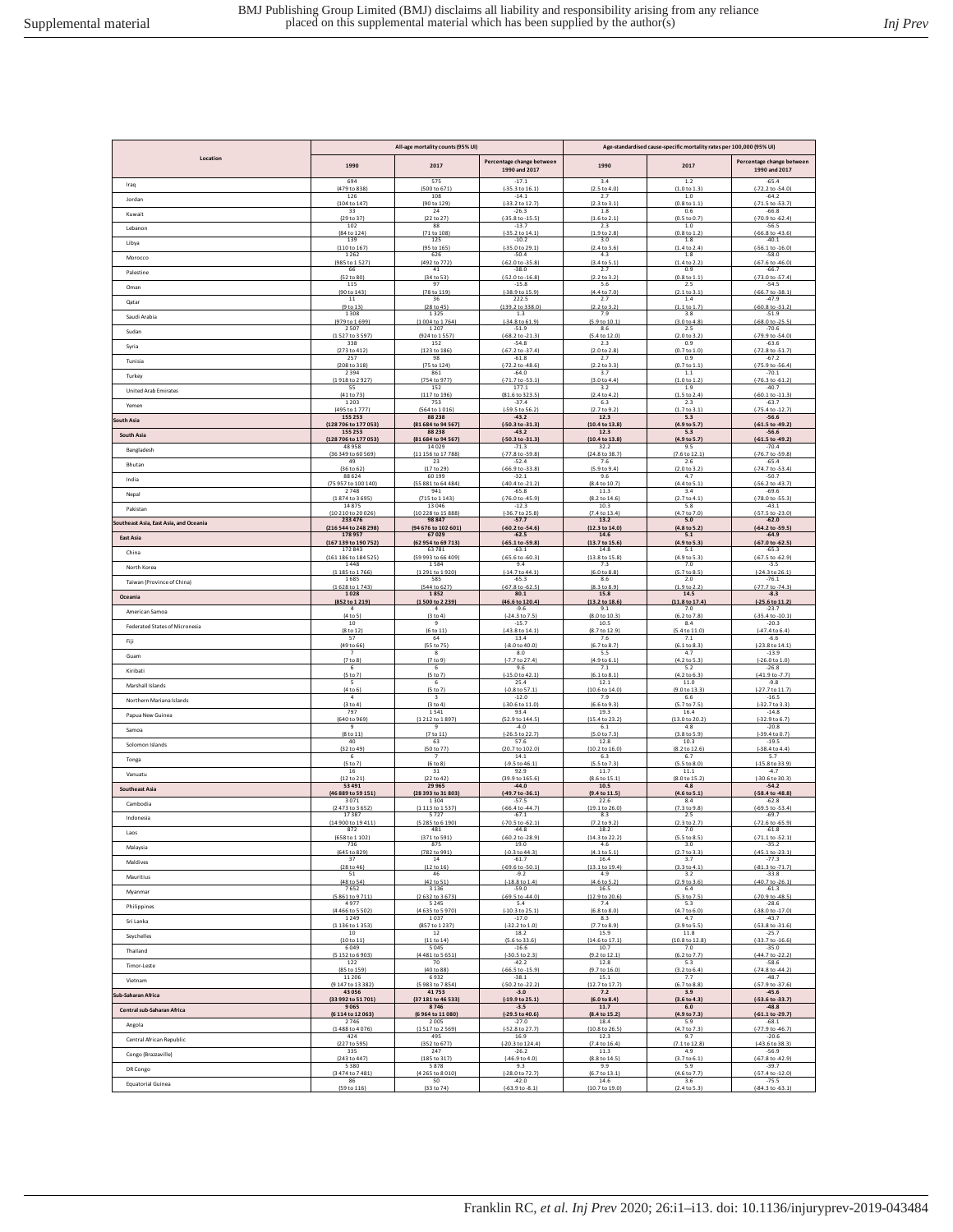| Location | All-age mortality counts (95% UI) | | | Age-standardised cause-specific mortality rates per 100,000 (95% UI) | | |
|---|---|---|---|---|---|---|
| | 1990 | 2017 | Percentage change between 1990 and 2017 | 1990 | 2017 | Percentage change between 1990 and 2017 |
| Iraq | 694 (479 to 838) | 575 (500 to 671) | -17.1 (-35.3 to 16.1) | 3.4 (2.5 to 4.0) | 1.2 (1.0 to 1.3) | -65.4 (-72.2 to -54.0) |
| Jordan | 126 (104 to 147) | 108 (90 to 129) | -14.1 (-33.2 to 12.7) | 2.7 (2.3 to 3.1) | 1.0 (0.8 to 1.1) | -64.2 (-71.5 to -53.7) |
| Kuwait | 33 (29 to 37) | 24 (22 to 27) | -26.3 (-35.8 to -15.5) | 1.8 (1.6 to 2.1) | 0.6 (0.5 to 0.7) | -66.8 (-70.9 to -62.4) |
| Lebanon | 102 (84 to 124) | 88 (71 to 108) | -13.7 (-35.2 to 14.1) | 2.3 (1.9 to 2.8) | 1.0 (0.8 to 1.2) | -56.5 (-66.8 to -43.6) |
| Libya | 139 (110 to 167) | 125 (95 to 165) | -10.2 (-35.0 to 29.1) | 3.0 (2.4 to 3.6) | 1.8 (1.4 to 2.4) | -40.1 (-56.1 to -16.0) |
| Morocco | 1 262 (985 to 1 527) | 626 (492 to 772) | -50.4 (-62.0 to -35.8) | 4.3 (3.4 to 5.1) | 1.8 (1.4 to 2.2) | -58.0 (-67.6 to -46.0) |
| Palestine | 66 (52 to 80) | 41 (34 to 53) | -38.0 (-52.0 to -16.8) | 2.7 (2.2 to 3.2) | 0.9 (0.8 to 1.1) | -66.7 (-73.0 to -57.4) |
| Oman | 115 (90 to 143) | 97 (78 to 119) | -15.8 (-38.9 to 15.9) | 5.6 (4.4 to 7.0) | 2.5 (2.1 to 3.1) | -54.5 (-66.7 to -38.1) |
| Qatar | 11 (9 to 13) | 36 (28 to 45) | 222.5 (139.2 to 338.0) | 2.7 (2.2 to 3.2) | 1.4 (1.1 to 1.7) | -47.9 (-60.8 to -31.2) |
| Saudi Arabia | 1 308 (979 to 1 699) | 1 325 (1 004 to 1 764) | 1.3 (-34.8 to 61.9) | 7.9 (5.9 to 10.1) | 3.8 (3.0 to 4.8) | -51.9 (-68.0 to -25.5) |
| Sudan | 2 507 (1 527 to 3 597) | 1 207 (924 to 1 557) | -51.9 (-68.2 to -21.3) | 8.6 (5.4 to 12.0) | 2.5 (2.0 to 3.2) | -70.6 (-79.9 to -54.0) |
| Syria | 338 (273 to 412) | 152 (123 to 186) | -54.8 (-67.2 to -37.4) | 2.3 (2.0 to 2.8) | 0.9 (0.7 to 1.0) | -63.6 (-72.8 to -51.7) |
| Tunisia | 257 (208 to 318) | 98 (75 to 124) | -61.8 (-72.2 to -48.6) | 2.7 (2.2 to 3.3) | 0.9 (0.7 to 1.1) | -67.2 (-75.9 to -56.4) |
| Turkey | 2 394 (1 918 to 2 927) | 861 (754 to 977) | -64.0 (-71.7 to -53.1) | 3.7 (3.0 to 4.4) | 1.1 (1.0 to 1.2) | -70.1 (-76.3 to -61.2) |
| United Arab Emirates | 55 (41 to 73) | 152 (117 to 196) | 177.1 (81.6 to 323.5) | 3.2 (2.4 to 4.2) | 1.9 (1.5 to 2.4) | -40.7 (-60.1 to -11.3) |
| Yemen | 1 203 (495 to 1 777) | 753 (564 to 1 016) | -37.4 (-59.5 to 56.2) | 6.3 (2.7 to 9.2) | 2.3 (1.7 to 3.1) | -63.7 (-75.4 to -12.7) |
| **South Asia** | **155 253 (128 706 to 177 053)** | **88 238 (81 684 to 94 567)** | **-43.2 (-50.3 to -31.3)** | **12.3 (10.4 to 13.8)** | **5.3 (4.9 to 5.7)** | **-56.6 (-61.5 to -49.2)** |
| **South Asia** | **155 253 (128 706 to 177 053)** | **88 238 (81 684 to 94 567)** | **-43.2 (-50.3 to -31.3)** | **12.3 (10.4 to 13.8)** | **5.3 (4.9 to 5.7)** | **-56.6 (-61.5 to -49.2)** |
| Bangladesh | 48 958 (36 349 to 60 569) | 14 029 (11 156 to 17 788) | -71.3 (-77.8 to -59.8) | 32.2 (24.8 to 38.7) | 9.5 (7.6 to 12.1) | -70.4 (-76.7 to -59.8) |
| Bhutan | 49 (36 to 62) | 23 (17 to 29) | -52.4 (-66.9 to -33.8) | 7.6 (5.9 to 9.4) | 2.6 (2.0 to 3.2) | -65.4 (-74.7 to -53.4) |
| India | 88 624 (75 957 to 100 140) | 60 199 (55 881 to 64 484) | -32.1 (-40.4 to -21.2) | 9.6 (8.4 to 10.7) | 4.7 (4.4 to 5.1) | -50.7 (-56.2 to -43.7) |
| Nepal | 2 748 (1 874 to 3 695) | 941 (715 to 1 143) | -65.8 (-76.0 to -45.9) | 11.3 (8.2 to 14.6) | 3.4 (2.7 to 4.1) | -69.6 (-78.0 to -55.3) |
| Pakistan | 14 875 (10 210 to 20 026) | 13 046 (10 228 to 15 888) | -12.3 (-36.7 to 25.8) | 10.3 (7.4 to 13.4) | 5.8 (4.7 to 7.0) | -43.1 (-57.5 to -23.0) |
| **Southeast Asia, East Asia, and Oceania** | **233 476 (216 544 to 248 298)** | **98 847 (94 676 to 102 601)** | **-57.7 (-60.2 to -54.6)** | **13.2 (12.3 to 14.0)** | **5.0 (4.8 to 5.2)** | **-62.0 (-64.2 to -59.5)** |
| **East Asia** | **178 957 (167 139 to 190 752)** | **67 029 (62 954 to 69 713)** | **-62.5 (-65.1 to -59.8)** | **14.6 (13.7 to 15.6)** | **5.1 (4.9 to 5.3)** | **-64.9 (-67.0 to -62.5)** |
| China | 172 843 (161 186 to 184 525) | 63 781 (59 993 to 66 409) | -63.1 (-65.6 to -60.3) | 14.8 (13.8 to 15.8) | 5.1 (4.9 to 5.3) | -65.3 (-67.5 to -62.9) |
| North Korea | 1 448 (1 185 to 1 766) | 1 584 (1 291 to 1 920) | 9.4 (-14.7 to 44.1) | 7.3 (6.0 to 8.8) | 7.0 (5.7 to 8.5) | -3.5 (-24.3 to 26.1) |
| Taiwan (Province of China) | 1 685 (1 628 to 1 743) | 585 (544 to 627) | -65.3 (-67.8 to -62.5) | 8.6 (8.3 to 8.9) | 2.0 (1.9 to 2.2) | -76.1 (-77.7 to -74.3) |
| **Oceania** | **1 028 (852 to 1 219)** | **1 852 (1 500 to 2 239)** | **80.1 (46.6 to 120.4)** | **15.8 (13.2 to 18.6)** | **14.5 (11.8 to 17.4)** | **-8.3 (-25.6 to 11.2)** |
| American Samoa | 4 (4 to 5) | 4 (3 to 4) | -9.6 (-24.3 to 7.5) | 9.1 (8.0 to 10.3) | 7.0 (6.2 to 7.8) | -23.7 (-35.4 to -10.1) |
| Federated States of Micronesia | 10 (8 to 12) | 9 (6 to 11) | -15.7 (-43.8 to 14.1) | 10.5 (8.7 to 12.9) | 8.4 (5.4 to 11.0) | -20.3 (-47.4 to 6.4) |
| Fiji | 57 (49 to 66) | 64 (55 to 75) | 13.4 (-8.0 to 40.0) | 7.6 (6.7 to 8.7) | 7.1 (6.1 to 8.3) | -6.6 (-23.8 to 14.1) |
| Guam | 7 (7 to 8) | 8 (7 to 9) | 8.0 (-7.7 to 27.4) | 5.5 (4.9 to 6.1) | 4.7 (4.2 to 5.3) | -13.9 (-26.0 to 1.0) |
| Kiribati | 6 (5 to 7) | 6 (5 to 7) | 9.6 (-15.0 to 42.1) | 7.1 (6.1 to 8.1) | 5.2 (4.2 to 6.3) | -26.8 (-41.9 to -7.7) |
| Marshall Islands | 5 (4 to 6) | 6 (5 to 7) | 25.4 (-0.8 to 57.1) | 12.1 (10.6 to 14.0) | 11.0 (9.0 to 13.3) | -9.8 (-27.7 to 11.7) |
| Northern Mariana Islands | 4 (3 to 4) | 3 (3 to 4) | -12.0 (-30.6 to 11.0) | 7.9 (6.6 to 9.3) | 6.6 (5.7 to 7.5) | -16.5 (-32.7 to 3.3) |
| Papua New Guinea | 797 (640 to 969) | 1 541 (1 212 to 1 897) | 93.4 (52.9 to 144.5) | 19.3 (15.4 to 23.2) | 16.4 (13.0 to 20.2) | -14.8 (-32.9 to 6.7) |
| Samoa | 9 (8 to 11) | 9 (7 to 11) | -4.0 (-26.5 to 22.7) | 6.1 (5.0 to 7.3) | 4.8 (3.8 to 5.9) | -20.8 (-39.4 to 0.7) |
| Solomon Islands | 40 (32 to 49) | 63 (50 to 77) | 57.6 (20.7 to 102.0) | 12.8 (10.2 to 16.0) | 10.3 (8.2 to 12.6) | -19.5 (-38.4 to 4.4) |
| Tonga | 6 (5 to 7) | 7 (6 to 8) | 14.1 (-9.5 to 46.1) | 6.3 (5.5 to 7.3) | 6.7 (5.5 to 8.0) | 5.7 (-15.8 to 33.9) |
| Vanuatu | 16 (12 to 21) | 31 (22 to 42) | 92.9 (39.9 to 165.6) | 11.7 (8.6 to 15.1) | 11.1 (8.0 to 15.2) | -4.7 (-30.6 to 30.3) |
| **Southeast Asia** | **53 491 (46 889 to 59 151)** | **29 965 (28 393 to 31 803)** | **-44.0 (-49.7 to -36.1)** | **10.5 (9.4 to 11.5)** | **4.8 (4.6 to 5.1)** | **-54.2 (-58.4 to -48.8)** |
| Cambodia | 3 071 (2 473 to 3 652) | 1 304 (1 113 to 1 537) | -57.5 (-66.4 to -44.7) | 22.6 (19.1 to 26.0) | 8.4 (7.3 to 9.8) | -62.8 (-69.5 to -53.4) |
| Indonesia | 17 387 (14 900 to 19 411) | 5 727 (5 285 to 6 190) | -67.1 (-70.5 to -62.1) | 8.3 (7.2 to 9.2) | 2.5 (2.3 to 2.7) | -69.7 (-72.6 to -65.9) |
| Laos | 872 (658 to 1 102) | 481 (371 to 591) | -44.8 (-60.2 to -28.9) | 18.2 (14.3 to 22.2) | 7.0 (5.5 to 8.5) | -61.8 (-71.1 to -52.1) |
| Malaysia | 736 (645 to 829) | 875 (782 to 991) | 19.0 (-0.3 to 44.3) | 4.6 (4.1 to 5.1) | 3.0 (2.7 to 3.3) | -35.2 (-45.1 to -23.1) |
| Maldives | 37 (28 to 46) | 14 (12 to 16) | -61.7 (-69.6 to -50.1) | 16.4 (13.1 to 19.4) | 3.7 (3.3 to 4.1) | -77.3 (-81.3 to -71.7) |
| Mauritius | 51 (48 to 54) | 46 (42 to 51) | -9.2 (-18.8 to 1.4) | 4.9 (4.6 to 5.2) | 3.2 (2.9 to 3.6) | -33.8 (-40.7 to -26.1) |
| Myanmar | 7 652 (5 861 to 9 711) | 3 136 (2 632 to 3 673) | -59.0 (-69.5 to -44.0) | 16.5 (12.9 to 20.6) | 6.4 (5.3 to 7.5) | -61.3 (-70.9 to -48.5) |
| Philippines | 4 977 (4 466 to 5 502) | 5 245 (4 635 to 5 970) | 5.4 (-10.3 to 25.1) | 7.4 (6.8 to 8.0) | 5.3 (4.7 to 6.0) | -28.6 (-38.0 to -17.0) |
| Sri Lanka | 1 249 (1 136 to 1 353) | 1 037 (857 to 1 237) | -17.0 (-32.2 to 1.0) | 8.3 (7.7 to 8.9) | 4.7 (3.9 to 5.5) | -43.7 (-53.8 to -31.6) |
| Seychelles | 10 (10 to 11) | 12 (11 to 14) | 18.2 (5.6 to 33.6) | 15.9 (14.6 to 17.1) | 11.8 (10.8 to 12.8) | -25.7 (-33.7 to -16.6) |
| Thailand | 6 049 (5 152 to 6 903) | 5 045 (4 481 to 5 651) | -16.6 (-30.5 to 2.3) | 10.7 (9.2 to 12.1) | 7.0 (6.2 to 7.7) | -35.0 (-44.7 to -22.2) |
| Timor-Leste | 122 (85 to 159) | 70 (40 to 88) | -42.2 (-66.5 to -15.9) | 12.8 (9.7 to 16.0) | 5.3 (3.2 to 6.4) | -58.6 (-74.8 to -44.2) |
| Vietnam | 11 206 (9 147 to 13 382) | 6 932 (5 983 to 7 854) | -38.1 (-50.2 to -22.2) | 15.1 (12.7 to 17.7) | 7.7 (6.7 to 8.8) | -48.7 (-57.9 to -37.6) |
| **Sub-Saharan Africa** | **43 056 (33 992 to 51 701)** | **41 753 (37 181 to 46 533)** | **-3.0 (-19.9 to 25.1)** | **7.2 (6.0 to 8.4)** | **3.9 (3.6 to 4.3)** | **-45.6 (-53.6 to -33.7)** |
| **Central sub-Saharan Africa** | **9 065 (6 114 to 12 063)** | **8 746 (6 964 to 11 080)** | **-3.5 (-29.5 to 40.6)** | **11.7 (8.4 to 15.2)** | **6.0 (4.9 to 7.3)** | **-48.8 (-61.1 to -29.7)** |
| Angola | 2 746 (1 488 to 4 076) | 2 005 (1 517 to 2 569) | -27.0 (-52.8 to 27.7) | 18.4 (10.8 to 26.5) | 5.9 (4.7 to 7.3) | -68.1 (-77.9 to -46.7) |
| Central African Republic | 424 (227 to 595) | 495 (352 to 677) | 16.9 (-20.3 to 124.4) | 12.3 (7.4 to 16.4) | 9.7 (7.1 to 12.8) | -20.6 (-43.6 to 38.3) |
| Congo (Brazzaville) | 335 (243 to 447) | 247 (185 to 317) | -26.2 (-46.9 to 4.0) | 11.3 (8.8 to 14.5) | 4.9 (3.7 to 6.1) | -56.9 (-67.8 to -42.9) |
| DR Congo | 5 380 (3 474 to 7 481) | 5 878 (4 265 to 8 010) | 9.3 (-28.0 to 72.7) | 9.9 (6.7 to 13.1) | 5.9 (4.6 to 7.7) | -39.7 (-57.4 to -12.0) |
| Equatorial Guinea | 86 (59 to 116) | 50 (33 to 74) | -42.0 (-63.9 to -8.1) | 14.6 (10.7 to 19.0) | 3.6 (2.4 to 5.3) | -75.5 (-84.3 to -63.1) |

Franklin RC, *et al. Inj Prev* 2020; 26:i1–i13. doi: 10.1136/injuryprev-2019-043484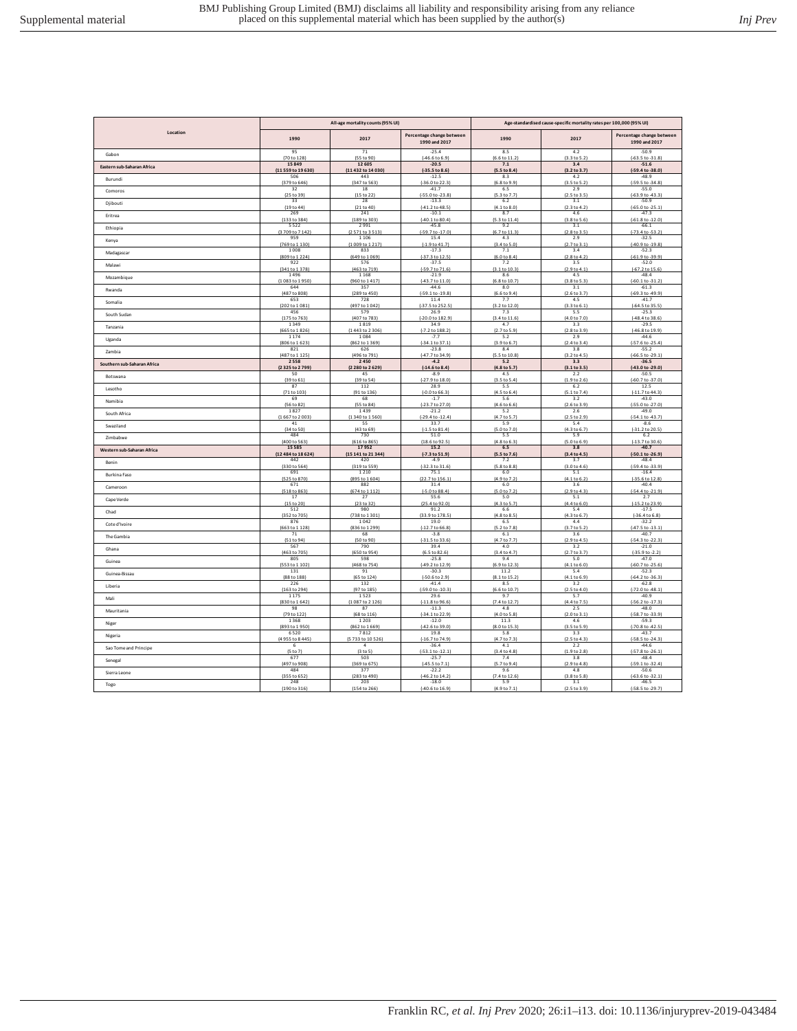| Location | All-age mortality counts (95% UI) | | | Age-standardised cause-specific mortality rates per 100,000 (95% UI) | | |
|---|---|---|---|---|---|---|
| | 1990 | 2017 | Percentage change between 1990 and 2017 | 1990 | 2017 | Percentage change between 1990 and 2017 |
| Gabon | 95 (70 to 128) | 71 (55 to 90) | -25.4 (-46.6 to 6.9) | 8.5 (6.6 to 11.2) | 4.2 (3.3 to 5.2) | -50.9 (-63.5 to -31.8) |
| **Eastern sub-Saharan Africa** | **15 849 (11 559 to 19 630)** | **12 605 (11 432 to 14 030)** | **-20.5 (-35.5 to 8.6)** | **7.1 (5.5 to 8.4)** | **3.4 (3.2 to 3.7)** | **-51.6 (-59.4 to -38.0)** |
| Burundi | 506 (379 to 646) | 443 (347 to 563) | -12.5 (-36.0 to 22.3) | 8.3 (6.8 to 9.9) | 4.2 (3.5 to 5.2) | -48.9 (-59.5 to -34.8) |
| Comoros | 32 (25 to 39) | 18 (15 to 22) | -41.7 (-55.0 to -23.8) | 6.5 (5.3 to 7.7) | 2.9 (2.5 to 3.5) | -55.0 (-63.9 to -43.3) |
| Djibouti | 33 (19 to 44) | 28 (21 to 40) | -13.3 (-41.2 to 48.5) | 6.2 (4.1 to 8.0) | 3.1 (2.3 to 4.2) | -50.9 (-65.0 to -25.1) |
| Eritrea | 269 (133 to 384) | 241 (189 to 303) | -10.1 (-40.1 to 80.4) | 8.7 (5.3 to 11.4) | 4.6 (3.8 to 5.6) | -47.3 (-61.8 to -12.0) |
| Ethiopia | 5 522 (3 709 to 7 142) | 2 991 (2 571 to 3 513) | -45.8 (-59.7 to -17.0) | 9.2 (6.7 to 11.3) | 3.1 (2.8 to 3.5) | -66.1 (-73.4 to -53.2) |
| Kenya | 959 (769 to 1 130) | 1 106 (1 009 to 1 217) | 15.4 (-1.9 to 41.7) | 4.3 (3.4 to 5.0) | 2.9 (2.7 to 3.1) | -32.5 (-40.9 to -19.8) |
| Madagascar | 1 008 (809 to 1 224) | 833 (649 to 1 069) | -17.3 (-37.3 to 12.5) | 7.1 (6.0 to 8.4) | 3.4 (2.8 to 4.2) | -52.3 (-61.9 to -39.9) |
| Malawi | 922 (341 to 1 378) | 576 (463 to 719) | -37.5 (-59.7 to 71.6) | 7.2 (3.1 to 10.3) | 3.5 (2.9 to 4.1) | -52.0 (-67.2 to 15.6) |
| Mozambique | 1 496 (1 083 to 1 950) | 1 168 (960 to 1 417) | -21.9 (-43.7 to 11.0) | 8.6 (6.8 to 10.7) | 4.5 (3.8 to 5.3) | -48.4 (-60.1 to -31.2) |
| Rwanda | 644 (487 to 808) | 357 (289 to 450) | -44.6 (-59.1 to -19.8) | 8.0 (6.6 to 9.4) | 3.1 (2.6 to 3.7) | -61.3 (-69.3 to -49.9) |
| Somalia | 653 (202 to 1 081) | 728 (497 to 1 042) | 11.4 (-37.5 to 252.5) | 7.7 (3.2 to 12.0) | 4.5 (3.3 to 6.1) | -41.7 (-64.5 to 35.5) |
| South Sudan | 456 (175 to 763) | 579 (407 to 783) | 26.9 (-20.0 to 182.9) | 7.3 (3.4 to 11.6) | 5.5 (4.0 to 7.0) | -25.3 (-48.4 to 38.6) |
| Tanzania | 1 349 (665 to 1 826) | 1 819 (1 443 to 2 306) | 34.9 (-7.2 to 188.2) | 4.7 (2.7 to 5.9) | 3.3 (2.8 to 3.9) | -29.5 (-46.8 to 19.9) |
| Uganda | 1 174 (806 to 1 623) | 1 084 (862 to 1 369) | -7.7 (-34.1 to 37.1) | 5.2 (3.9 to 6.7) | 2.9 (2.4 to 3.4) | -44.6 (-57.6 to -25.4) |
| Zambia | 821 (487 to 1 125) | 626 (496 to 791) | -23.8 (-47.7 to 34.9) | 8.4 (5.5 to 10.8) | 3.8 (3.2 to 4.5) | -55.2 (-66.5 to -29.1) |
| **Southern sub-Saharan Africa** | **2 558 (2 325 to 2 799)** | **2 450 (2 280 to 2 629)** | **-4.2 (-14.6 to 8.4)** | **5.2 (4.8 to 5.7)** | **3.3 (3.1 to 3.5)** | **-36.5 (-43.0 to -29.0)** |
| Botswana | 50 (39 to 61) | 45 (39 to 54) | -8.9 (-27.9 to 18.0) | 4.5 (3.5 to 5.4) | 2.2 (1.9 to 2.6) | -50.5 (-60.7 to -37.0) |
| Lesotho | 87 (71 to 103) | 112 (91 to 136) | 28.9 (-0.0 to 66.3) | 5.5 (4.5 to 6.4) | 6.2 (5.1 to 7.4) | 12.5 (-11.7 to 44.3) |
| Namibia | 69 (56 to 82) | 68 (55 to 84) | -1.7 (-23.7 to 27.0) | 5.6 (4.6 to 6.6) | 3.2 (2.6 to 3.9) | -43.0 (-55.0 to -27.0) |
| South Africa | 1 827 (1 667 to 2 003) | 1 439 (1 340 to 1 560) | -21.2 (-29.4 to -12.4) | 5.2 (4.7 to 5.7) | 2.6 (2.5 to 2.9) | -49.0 (-54.1 to -43.7) |
| Swaziland | 41 (34 to 50) | 55 (43 to 69) | 33.7 (-1.5 to 81.4) | 5.9 (5.0 to 7.0) | 5.4 (4.3 to 6.7) | -8.6 (-31.2 to 20.5) |
| Zimbabwe | 484 (400 to 563) | 730 (616 to 865) | 51.0 (18.6 to 92.5) | 5.5 (4.8 to 6.3) | 5.9 (5.0 to 6.9) | 6.2 (-13.7 to 30.6) |
| **Western sub-Saharan Africa** | **15 585 (12 484 to 18 624)** | **17 952 (15 141 to 21 344)** | **15.2 (-7.3 to 51.9)** | **6.5 (5.5 to 7.6)** | **3.8 (3.4 to 4.5)** | **-40.7 (-50.1 to -26.9)** |
| Benin | 442 (330 to 564) | 420 (319 to 559) | -4.9 (-32.3 to 31.6) | 7.2 (5.8 to 8.8) | 3.7 (3.0 to 4.6) | -48.4 (-59.4 to -33.9) |
| Burkina Faso | 691 (525 to 870) | 1 210 (895 to 1 604) | 75.1 (22.7 to 156.1) | 6.0 (4.9 to 7.2) | 5.1 (4.1 to 6.2) | -16.4 (-35.6 to 12.8) |
| Cameroon | 671 (518 to 863) | 882 (674 to 1 112) | 31.4 (-5.0 to 88.4) | 6.0 (5.0 to 7.2) | 3.6 (2.9 to 4.3) | -40.4 (-54.4 to -21.9) |
| Cape Verde | 17 (15 to 20) | 27 (23 to 32) | 55.6 (25.4 to 92.0) | 5.0 (4.3 to 5.7) | 5.1 (4.4 to 6.0) | 2.7 (-15.2 to 23.9) |
| Chad | 512 (352 to 705) | 980 (738 to 1 301) | 91.2 (33.9 to 178.5) | 6.6 (4.8 to 8.5) | 5.4 (4.3 to 6.7) | -17.5 (-36.4 to 6.8) |
| Cote d'Ivoire | 876 (663 to 1 128) | 1 042 (836 to 1 299) | 19.0 (-12.7 to 66.8) | 6.5 (5.2 to 7.8) | 4.4 (3.7 to 5.2) | -32.2 (-47.5 to -13.1) |
| The Gambia | 71 (51 to 94) | 68 (50 to 90) | -3.8 (-31.5 to 33.6) | 6.1 (4.7 to 7.7) | 3.6 (2.9 to 4.5) | -40.7 (-54.3 to -22.3) |
| Ghana | 567 (463 to 705) | 790 (650 to 954) | 39.4 (6.5 to 82.6) | 4.0 (3.4 to 4.7) | 3.2 (2.7 to 3.7) | -21.0 (-35.9 to -2.2) |
| Guinea | 805 (553 to 1 102) | 598 (468 to 754) | -25.8 (-49.2 to 12.9) | 9.4 (6.9 to 12.3) | 5.0 (4.1 to 6.0) | -47.0 (-60.7 to -25.6) |
| Guinea-Bissau | 131 (88 to 188) | 91 (65 to 124) | -30.3 (-50.6 to 2.9) | 11.2 (8.1 to 15.2) | 5.4 (4.1 to 6.9) | -52.3 (-64.2 to -36.3) |
| Liberia | 226 (163 to 294) | 132 (97 to 185) | -41.4 (-59.0 to -10.3) | 8.5 (6.6 to 10.7) | 3.2 (2.5 to 4.0) | -62.8 (-72.0 to -48.1) |
| Mali | 1 175 (830 to 1 642) | 1 523 (1 087 to 2 126) | 29.6 (-11.8 to 96.6) | 9.7 (7.4 to 12.7) | 5.7 (4.4 to 7.5) | -40.9 (-56.2 to -17.3) |
| Mauritania | 98 (79 to 122) | 87 (68 to 116) | -11.3 (-34.1 to 22.9) | 4.8 (4.0 to 5.8) | 2.5 (2.0 to 3.1) | -48.0 (-58.7 to -33.9) |
| Niger | 1 368 (893 to 1 950) | 1 203 (862 to 1 669) | -12.0 (-42.6 to 39.0) | 11.3 (8.0 to 15.3) | 4.6 (3.5 to 5.9) | -59.3 (-70.8 to -42.5) |
| Nigeria | 6 520 (4 955 to 8 445) | 7 812 (5 733 to 10 526) | 19.8 (-16.7 to 74.9) | 5.8 (4.7 to 7.3) | 3.3 (2.5 to 4.3) | -43.7 (-58.5 to -24.3) |
| Sao Tome and Principe | 6 (5 to 7) | 4 (3 to 5) | -36.4 (-53.1 to -12.1) | 4.1 (3.4 to 4.8) | 2.2 (1.9 to 2.8) | -44.6 (-57.8 to -26.1) |
| Senegal | 677 (497 to 908) | 503 (369 to 675) | -25.7 (-45.5 to 7.1) | 7.4 (5.7 to 9.4) | 3.8 (2.9 to 4.8) | -48.4 (-59.1 to -32.4) |
| Sierra Leone | 484 (355 to 652) | 377 (283 to 490) | -22.2 (-46.2 to 14.2) | 9.6 (7.4 to 12.6) | 4.8 (3.8 to 5.8) | -50.6 (-63.6 to -32.1) |
| Togo | 248 (190 to 316) | 203 (154 to 266) | -18.0 (-40.6 to 16.9) | 5.9 (4.9 to 7.1) | 3.1 (2.5 to 3.9) | -46.9 (-58.5 to -29.7) |